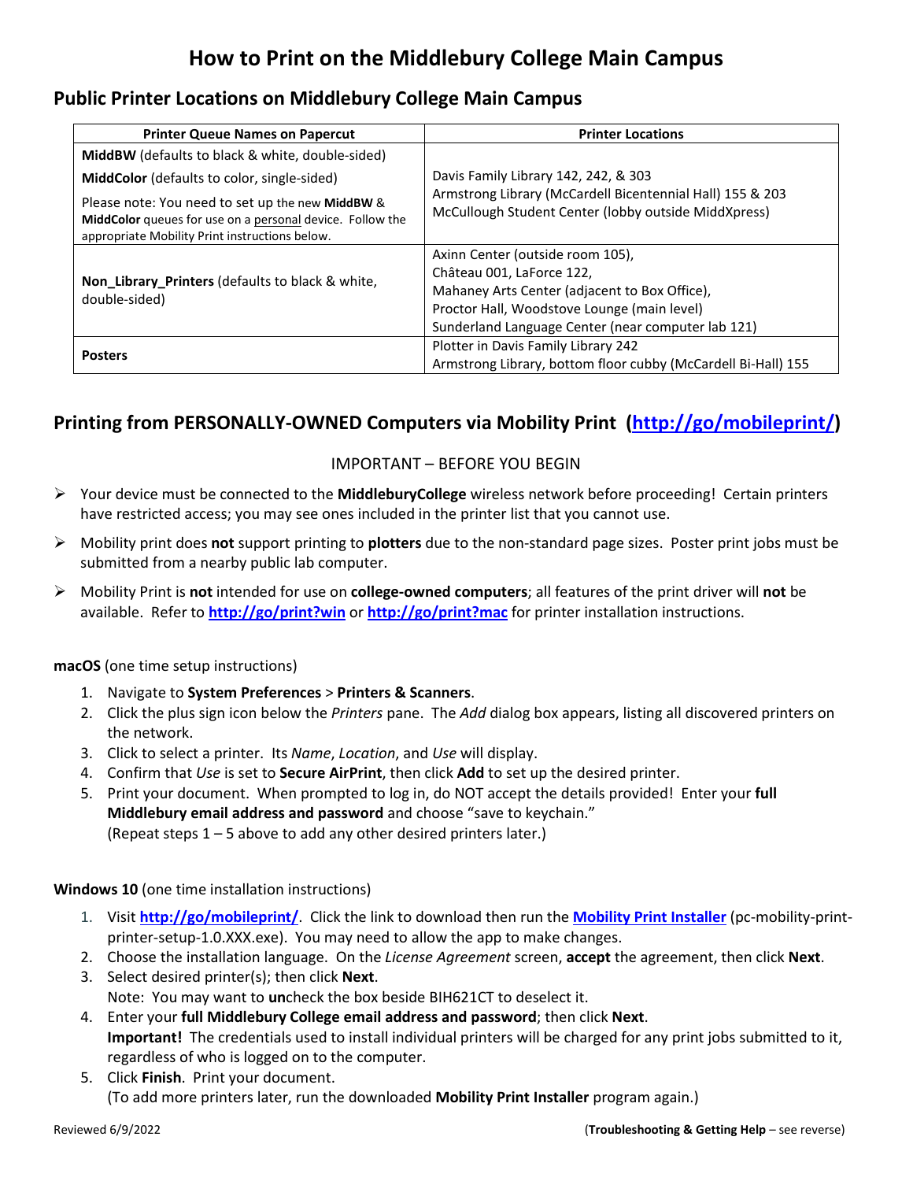# How to Print on the Middlebury College Main Campus

## Public Printer Locations on Middlebury College Main Campus

| Printer Queue Names on Papercut | Printer Locations |
|---|---|
| **MiddBW** (defaults to black & white, double-sided)<br>**MiddColor** (defaults to color, single-sided)<br>Please note: You need to set up the new **MiddBW** & **MiddColor** queues for use on a personal device. Follow the appropriate Mobility Print instructions below. | Davis Family Library 142, 242, & 303<br>Armstrong Library (McCardell Bicentennial Hall) 155 & 203<br>McCullough Student Center (lobby outside MiddXpress) |
| **Non_Library_Printers** (defaults to black & white, double-sided) | Axinn Center (outside room 105),<br>Château 001, LaForce 122,<br>Mahaney Arts Center (adjacent to Box Office),<br>Proctor Hall, Woodstove Lounge (main level)<br>Sunderland Language Center (near computer lab 121) |
| **Posters** | Plotter in Davis Family Library 242<br>Armstrong Library, bottom floor cubby (McCardell Bi-Hall) 155 |

## Printing from PERSONALLY-OWNED Computers via Mobility Print (http://go/mobileprint/)

IMPORTANT – BEFORE YOU BEGIN

- Your device must be connected to the **MiddleburyCollege** wireless network before proceeding! Certain printers have restricted access; you may see ones included in the printer list that you cannot use.
- Mobility print does **not** support printing to **plotters** due to the non-standard page sizes. Poster print jobs must be submitted from a nearby public lab computer.
- Mobility Print is **not** intended for use on **college-owned computers**; all features of the print driver will **not** be available. Refer to **http://go/print?win** or **http://go/print?mac** for printer installation instructions.

**macOS** (one time setup instructions)

1. Navigate to **System Preferences** > **Printers & Scanners**.
2. Click the plus sign icon below the *Printers* pane. The *Add* dialog box appears, listing all discovered printers on the network.
3. Click to select a printer. Its *Name*, *Location*, and *Use* will display.
4. Confirm that *Use* is set to **Secure AirPrint**, then click **Add** to set up the desired printer.
5. Print your document. When prompted to log in, do NOT accept the details provided! Enter your **full Middlebury email address and password** and choose "save to keychain."
   (Repeat steps 1 – 5 above to add any other desired printers later.)

**Windows 10** (one time installation instructions)

1. Visit **http://go/mobileprint/**. Click the link to download then run the **Mobility Print Installer** (pc-mobility-print-printer-setup-1.0.XXX.exe). You may need to allow the app to make changes.
2. Choose the installation language. On the *License Agreement* screen, **accept** the agreement, then click **Next**.
3. Select desired printer(s); then click **Next**.
   Note: You may want to **un**check the box beside BIH621CT to deselect it.
4. Enter your **full Middlebury College email address and password**; then click **Next**.
   **Important!** The credentials used to install individual printers will be charged for any print jobs submitted to it, regardless of who is logged on to the computer.
5. Click **Finish**. Print your document.
   (To add more printers later, run the downloaded **Mobility Print Installer** program again.)

Reviewed 6/9/2022 (**Troubleshooting & Getting Help** – see reverse)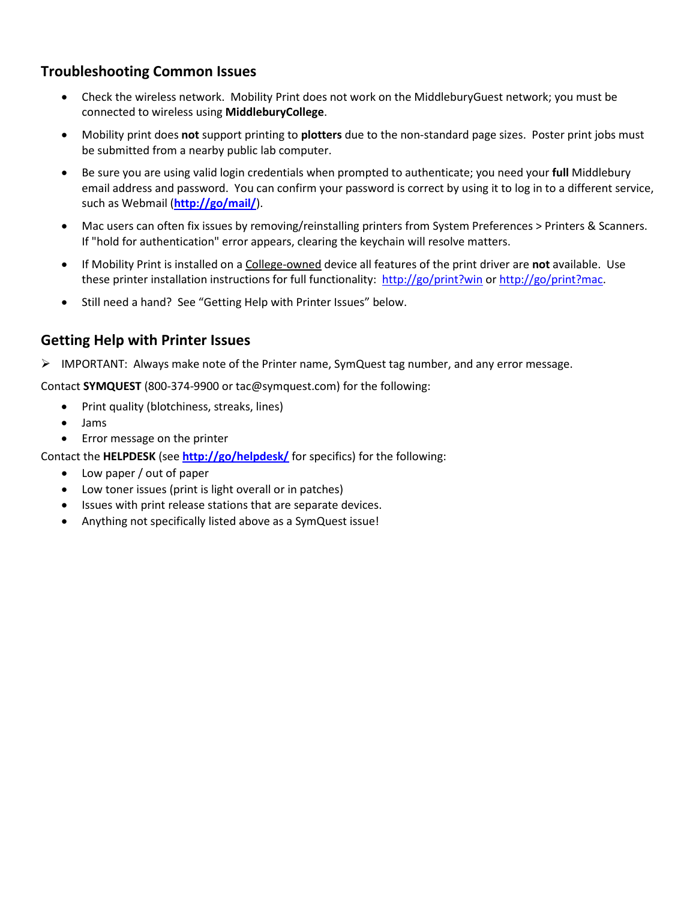## Troubleshooting Common Issues

- Check the wireless network. Mobility Print does not work on the MiddleburyGuest network; you must be connected to wireless using **MiddleburyCollege**.
- Mobility print does **not** support printing to **plotters** due to the non-standard page sizes. Poster print jobs must be submitted from a nearby public lab computer.
- Be sure you are using valid login credentials when prompted to authenticate; you need your **full** Middlebury email address and password. You can confirm your password is correct by using it to log in to a different service, such as Webmail (**http://go/mail/**).
- Mac users can often fix issues by removing/reinstalling printers from System Preferences > Printers & Scanners. If "hold for authentication" error appears, clearing the keychain will resolve matters.
- If Mobility Print is installed on a College-owned device all features of the print driver are **not** available. Use these printer installation instructions for full functionality: http://go/print?win or http://go/print?mac.
- Still need a hand? See "Getting Help with Printer Issues" below.

## Getting Help with Printer Issues

- IMPORTANT: Always make note of the Printer name, SymQuest tag number, and any error message.

Contact **SYMQUEST** (800-374-9900 or tac@symquest.com) for the following:

- Print quality (blotchiness, streaks, lines)
- Jams
- Error message on the printer

Contact the **HELPDESK** (see **http://go/helpdesk/** for specifics) for the following:

- Low paper / out of paper
- Low toner issues (print is light overall or in patches)
- Issues with print release stations that are separate devices.
- Anything not specifically listed above as a SymQuest issue!